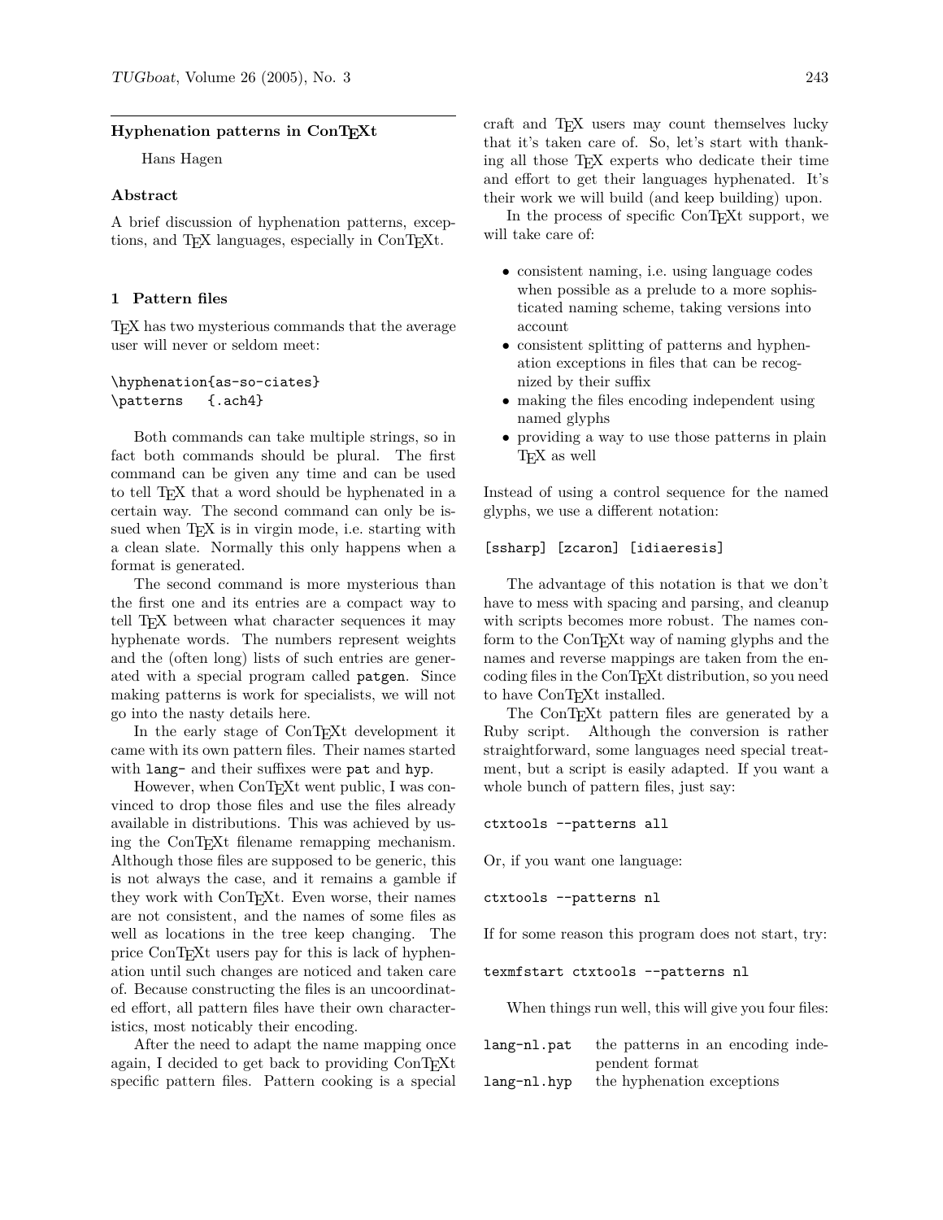## Hyphenation patterns in ConTEXt

Hans Hagen

### Abstract

A brief discussion of hyphenation patterns, exceptions, and TEX languages, especially in ConTEXt.

### 1 Pattern files

TEX has two mysterious commands that the average user will never or seldom meet:

```
\hyphenation{as-so-ciates}
\patterns   {.ach4}
```

Both commands can take multiple strings, so in fact both commands should be plural. The first command can be given any time and can be used to tell TEX that a word should be hyphenated in a certain way. The second command can only be issued when TEX is in virgin mode, i.e. starting with a clean slate. Normally this only happens when a format is generated.

The second command is more mysterious than the first one and its entries are a compact way to tell TEX between what character sequences it may hyphenate words. The numbers represent weights and the (often long) lists of such entries are generated with a special program called `patgen`. Since making patterns is work for specialists, we will not go into the nasty details here.

In the early stage of ConTEXt development it came with its own pattern files. Their names started with `lang-` and their suffixes were `pat` and `hyp`.

However, when ConTEXt went public, I was convinced to drop those files and use the files already available in distributions. This was achieved by using the ConTEXt filename remapping mechanism. Although those files are supposed to be generic, this is not always the case, and it remains a gamble if they work with ConTEXt. Even worse, their names are not consistent, and the names of some files as well as locations in the tree keep changing. The price ConTEXt users pay for this is lack of hyphenation until such changes are noticed and taken care of. Because constructing the files is an uncoordinated effort, all pattern files have their own characteristics, most noticably their encoding.

After the need to adapt the name mapping once again, I decided to get back to providing ConTEXt specific pattern files. Pattern cooking is a special craft and TEX users may count themselves lucky that it's taken care of. So, let's start with thanking all those TEX experts who dedicate their time and effort to get their languages hyphenated. It's their work we will build (and keep building) upon.

In the process of specific ConTEXt support, we will take care of:

- consistent naming, i.e. using language codes when possible as a prelude to a more sophisticated naming scheme, taking versions into account
- consistent splitting of patterns and hyphenation exceptions in files that can be recognized by their suffix
- making the files encoding independent using named glyphs
- providing a way to use those patterns in plain TEX as well

Instead of using a control sequence for the named glyphs, we use a different notation:

```
[ssharp] [zcaron] [idiaeresis]
```

The advantage of this notation is that we don't have to mess with spacing and parsing, and cleanup with scripts becomes more robust. The names conform to the ConTEXt way of naming glyphs and the names and reverse mappings are taken from the encoding files in the ConTEXt distribution, so you need to have ConTEXt installed.

The ConTEXt pattern files are generated by a Ruby script. Although the conversion is rather straightforward, some languages need special treatment, but a script is easily adapted. If you want a whole bunch of pattern files, just say:

```
ctxtools --patterns all
```

Or, if you want one language:

```
ctxtools --patterns nl
```

If for some reason this program does not start, try:

```
texmfstart ctxtools --patterns nl
```

When things run well, this will give you four files:

| | |
|---|---|
| `lang-nl.pat` | the patterns in an encoding independent format |
| `lang-nl.hyp` | the hyphenation exceptions |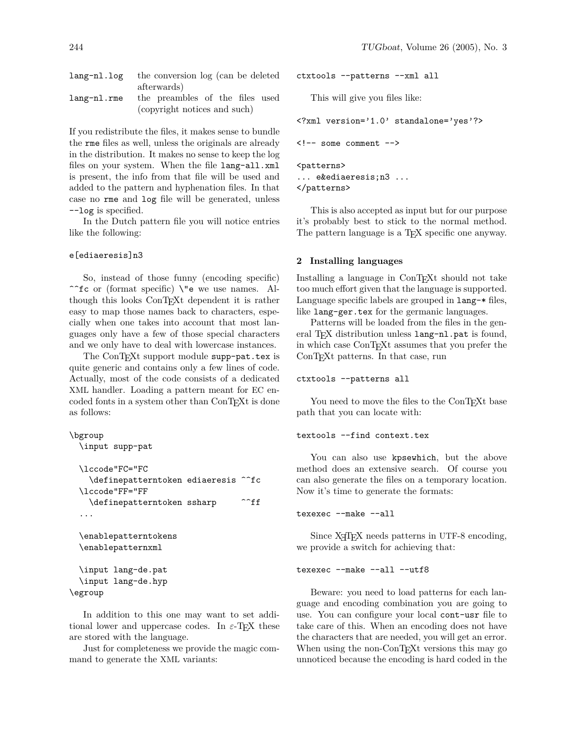| | |
|---|---|
| lang-nl.log | the conversion log (can be deleted afterwards) |
| lang-nl.rme | the preambles of the files used (copyright notices and such) |

If you redistribute the files, it makes sense to bundle the rme files as well, unless the originals are already in the distribution. It makes no sense to keep the log files on your system. When the file lang-all.xml is present, the info from that file will be used and added to the pattern and hyphenation files. In that case no rme and log file will be generated, unless --log is specified.

In the Dutch pattern file you will notice entries like the following:

```
e[ediaeresis]n3
```

So, instead of those funny (encoding specific) ^^fc or (format specific) \"e we use names. Although this looks ConTEXt dependent it is rather easy to map those names back to characters, especially when one takes into account that most languages only have a few of those special characters and we only have to deal with lowercase instances.

The ConTEXt support module supp-pat.tex is quite generic and contains only a few lines of code. Actually, most of the code consists of a dedicated XML handler. Loading a pattern meant for EC encoded fonts in a system other than ConTEXt is done as follows:

```
\bgroup
  \input supp-pat

  \lccode"FC="FC
    \definepatterntoken ediaeresis ^^fc
  \lccode"FF="FF
    \definepatterntoken ssharp     ^^ff
  ...

  \enablepatterntokens
  \enablepatternxml

  \input lang-de.pat
  \input lang-de.hyp
\egroup
```

In addition to this one may want to set additional lower and uppercase codes. In ε-TEX these are stored with the language.

Just for completeness we provide the magic command to generate the XML variants:

```
ctxtools --patterns --xml all
```

This will give you files like:

```
<?xml version='1.0' standalone='yes'?>

<!-- some comment -->

<patterns>
... e&ediaeresis;n3 ...
</patterns>
```

This is also accepted as input but for our purpose it's probably best to stick to the normal method. The pattern language is a TEX specific one anyway.

## 2 Installing languages

Installing a language in ConTEXt should not take too much effort given that the language is supported. Language specific labels are grouped in lang-* files, like lang-ger.tex for the germanic languages.

Patterns will be loaded from the files in the general TEX distribution unless lang-nl.pat is found, in which case ConTEXt assumes that you prefer the ConTEXt patterns. In that case, run

```
ctxtools --patterns all
```

You need to move the files to the ConTEXt base path that you can locate with:

```
textools --find context.tex
```

You can also use kpsewhich, but the above method does an extensive search. Of course you can also generate the files on a temporary location. Now it's time to generate the formats:

```
texexec --make --all
```

Since XƎTEX needs patterns in UTF-8 encoding, we provide a switch for achieving that:

```
texexec --make --all --utf8
```

Beware: you need to load patterns for each language and encoding combination you are going to use. You can configure your local cont-usr file to take care of this. When an encoding does not have the characters that are needed, you will get an error. When using the non-ConTEXt versions this may go unnoticed because the encoding is hard coded in the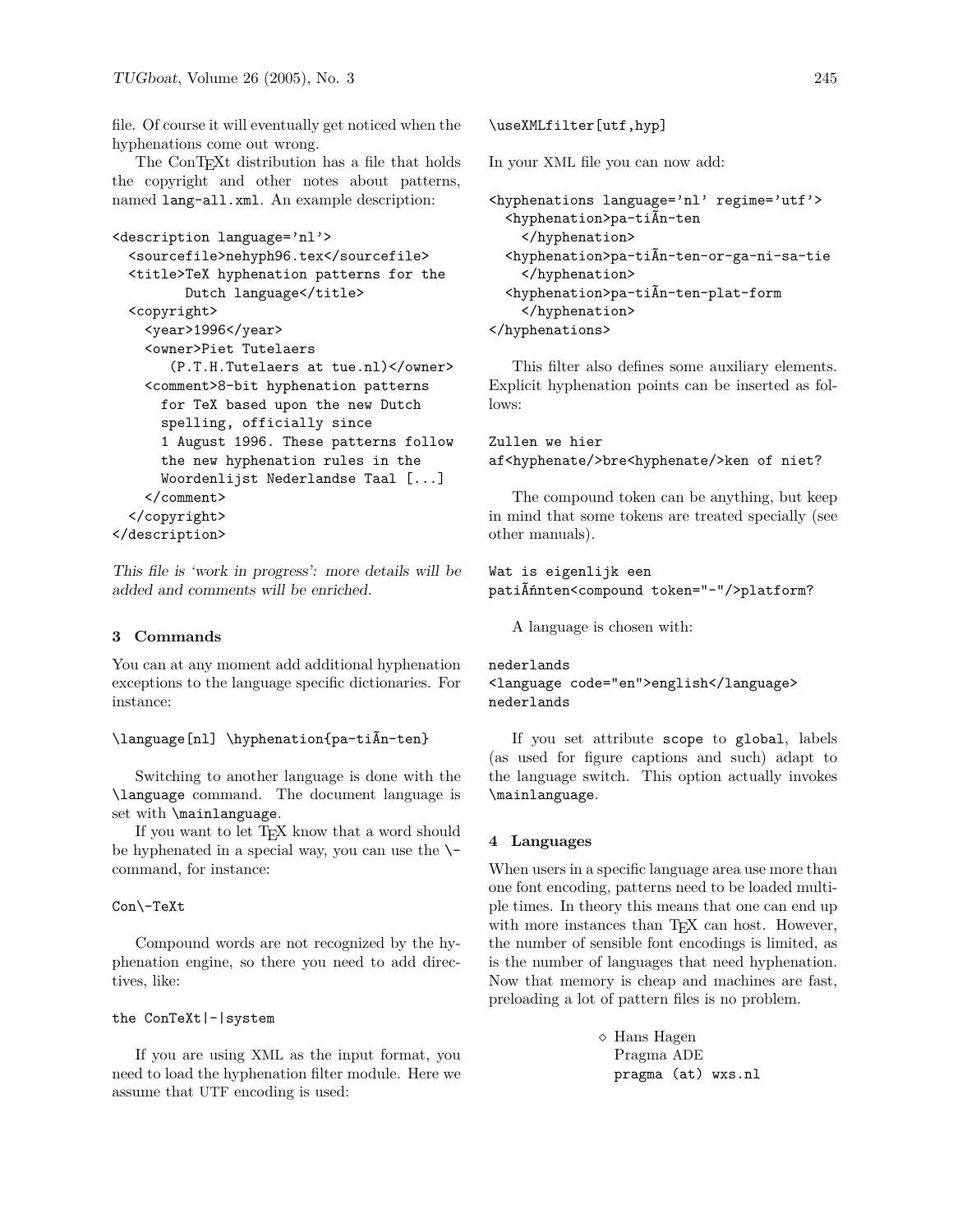file. Of course it will eventually get noticed when the hyphenations come out wrong.

The ConTEXt distribution has a file that holds the copyright and other notes about patterns, named `lang-all.xml`. An example description:

```
<description language='nl'>
  <sourcefile>nehyph96.tex</sourcefile>
  <title>TeX hyphenation patterns for the
        Dutch language</title>
  <copyright>
    <year>1996</year>
    <owner>Piet Tutelaers
       (P.T.H.Tutelaers at tue.nl)</owner>
    <comment>8-bit hyphenation patterns
      for TeX based upon the new Dutch
      spelling, officially since
      1 August 1996. These patterns follow
      the new hyphenation rules in the
      Woordenlijst Nederlandse Taal [...]
    </comment>
  </copyright>
</description>
```

*This file is 'work in progress': more details will be added and comments will be enriched.*

## 3 Commands

You can at any moment add additional hyphenation exceptions to the language specific dictionaries. For instance:

```
\language[nl] \hyphenation{pa-tiÃn-ten}
```

Switching to another language is done with the `\language` command. The document language is set with `\mainlanguage`.

If you want to let TEX know that a word should be hyphenated in a special way, you can use the `\-` command, for instance:

```
Con\-TeXt
```

Compound words are not recognized by the hyphenation engine, so there you need to add directives, like:

```
the ConTeXt|-|system
```

If you are using XML as the input format, you need to load the hyphenation filter module. Here we assume that UTF encoding is used:

```
\useXMLfilter[utf,hyp]
```

In your XML file you can now add:

```
<hyphenations language='nl' regime='utf'>
  <hyphenation>pa-tiÃn-ten
    </hyphenation>
  <hyphenation>pa-tiÃn-ten-or-ga-ni-sa-tie
    </hyphenation>
  <hyphenation>pa-tiÃn-ten-plat-form
    </hyphenation>
</hyphenations>
```

This filter also defines some auxiliary elements. Explicit hyphenation points can be inserted as follows:

```
Zullen we hier
af<hyphenate/>bre<hyphenate/>ken of niet?
```

The compound token can be anything, but keep in mind that some tokens are treated specially (see other manuals).

```
Wat is eigenlijk een
patiÃńnten<compound token="-"/>platform?
```

A language is chosen with:

```
nederlands
<language code="en">english</language>
nederlands
```

If you set attribute `scope` to `global`, labels (as used for figure captions and such) adapt to the language switch. This option actually invokes `\mainlanguage`.

## 4 Languages

When users in a specific language area use more than one font encoding, patterns need to be loaded multiple times. In theory this means that one can end up with more instances than TEX can host. However, the number of sensible font encodings is limited, as is the number of languages that need hyphenation. Now that memory is cheap and machines are fast, preloading a lot of pattern files is no problem.

◇ Hans Hagen
Pragma ADE
`pragma (at) wxs.nl`